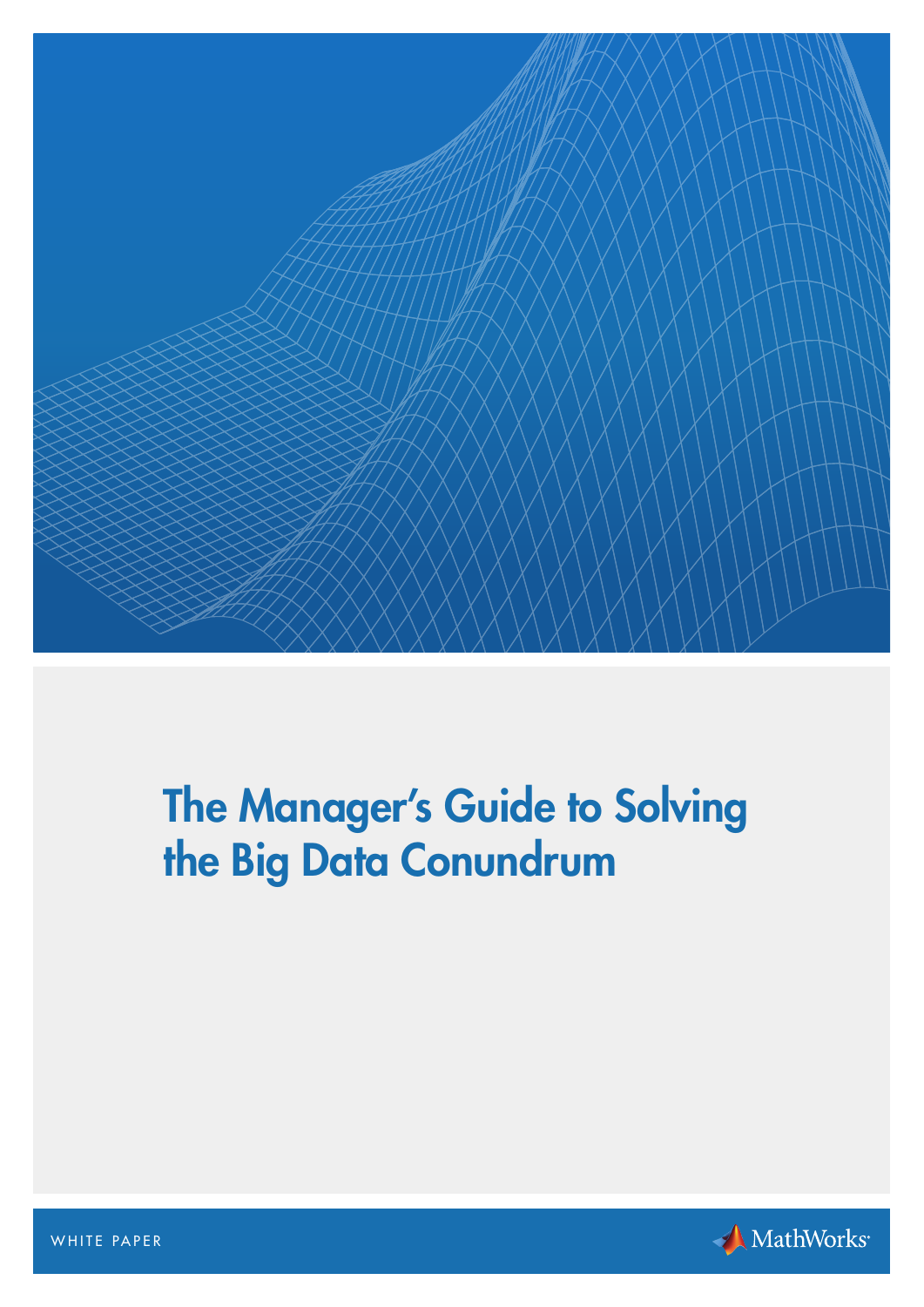# The Manager's Guide to Solving the Big Data Conundrum

WHITE PAPER

MathWorks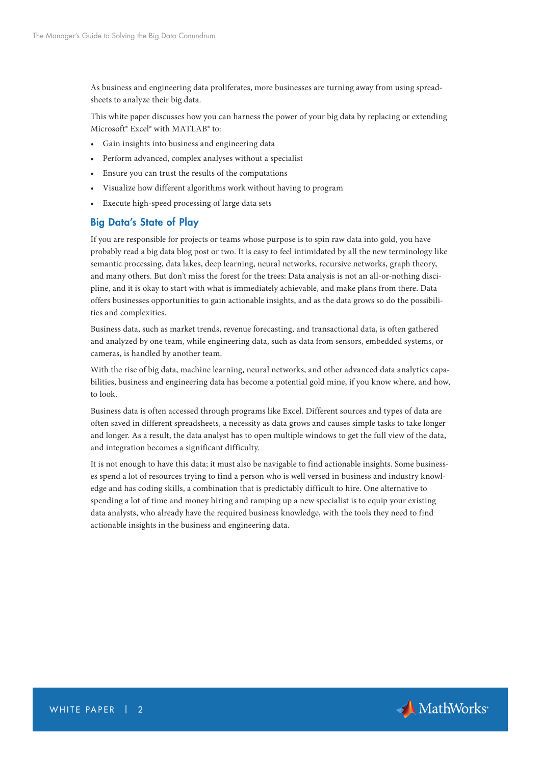As business and engineering data proliferates, more businesses are turning away from using spreadsheets to analyze their big data.

This white paper discusses how you can harness the power of your big data by replacing or extending Microsoft® Excel® with MATLAB® to:

- Gain insights into business and engineering data
- Perform advanced, complex analyses without a specialist
- Ensure you can trust the results of the computations
- Visualize how different algorithms work without having to program
- Execute high-speed processing of large data sets

## Big Data's State of Play

If you are responsible for projects or teams whose purpose is to spin raw data into gold, you have probably read a big data blog post or two. It is easy to feel intimidated by all the new terminology like semantic processing, data lakes, deep learning, neural networks, recursive networks, graph theory, and many others. But don't miss the forest for the trees: Data analysis is not an all-or-nothing discipline, and it is okay to start with what is immediately achievable, and make plans from there. Data offers businesses opportunities to gain actionable insights, and as the data grows so do the possibilities and complexities.

Business data, such as market trends, revenue forecasting, and transactional data, is often gathered and analyzed by one team, while engineering data, such as data from sensors, embedded systems, or cameras, is handled by another team.

With the rise of big data, machine learning, neural networks, and other advanced data analytics capabilities, business and engineering data has become a potential gold mine, if you know where, and how, to look.

Business data is often accessed through programs like Excel. Different sources and types of data are often saved in different spreadsheets, a necessity as data grows and causes simple tasks to take longer and longer. As a result, the data analyst has to open multiple windows to get the full view of the data, and integration becomes a significant difficulty.

It is not enough to have this data; it must also be navigable to find actionable insights. Some businesses spend a lot of resources trying to find a person who is well versed in business and industry knowledge and has coding skills, a combination that is predictably difficult to hire. One alternative to spending a lot of time and money hiring and ramping up a new specialist is to equip your existing data analysts, who already have the required business knowledge, with the tools they need to find actionable insights in the business and engineering data.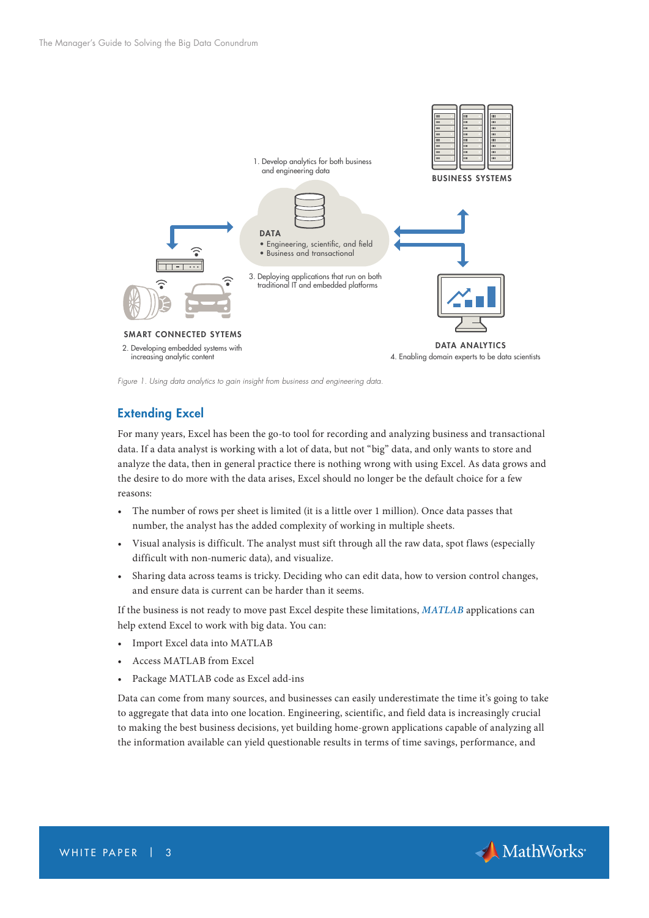1. Develop analytics for both business and engineering data

BUSINESS SYSTEMS

DATA
- Engineering, scientific, and field
- Business and transactional

3. Deploying applications that run on both traditional IT and embedded platforms

SMART CONNECTED SYTEMS

2. Developing embedded systems with increasing analytic content

DATA ANALYTICS

4. Enabling domain experts to be data scientists

*Figure 1. Using data analytics to gain insight from business and engineering data.*

## Extending Excel

For many years, Excel has been the go-to tool for recording and analyzing business and transactional data. If a data analyst is working with a lot of data, but not "big" data, and only wants to store and analyze the data, then in general practice there is nothing wrong with using Excel. As data grows and the desire to do more with the data arises, Excel should no longer be the default choice for a few reasons:

- The number of rows per sheet is limited (it is a little over 1 million). Once data passes that number, the analyst has the added complexity of working in multiple sheets.
- Visual analysis is difficult. The analyst must sift through all the raw data, spot flaws (especially difficult with non-numeric data), and visualize.
- Sharing data across teams is tricky. Deciding who can edit data, how to version control changes, and ensure data is current can be harder than it seems.

If the business is not ready to move past Excel despite these limitations, ***MATLAB*** applications can help extend Excel to work with big data. You can:

- Import Excel data into MATLAB
- Access MATLAB from Excel
- Package MATLAB code as Excel add-ins

Data can come from many sources, and businesses can easily underestimate the time it's going to take to aggregate that data into one location. Engineering, scientific, and field data is increasingly crucial to making the best business decisions, yet building home-grown applications capable of analyzing all the information available can yield questionable results in terms of time savings, performance, and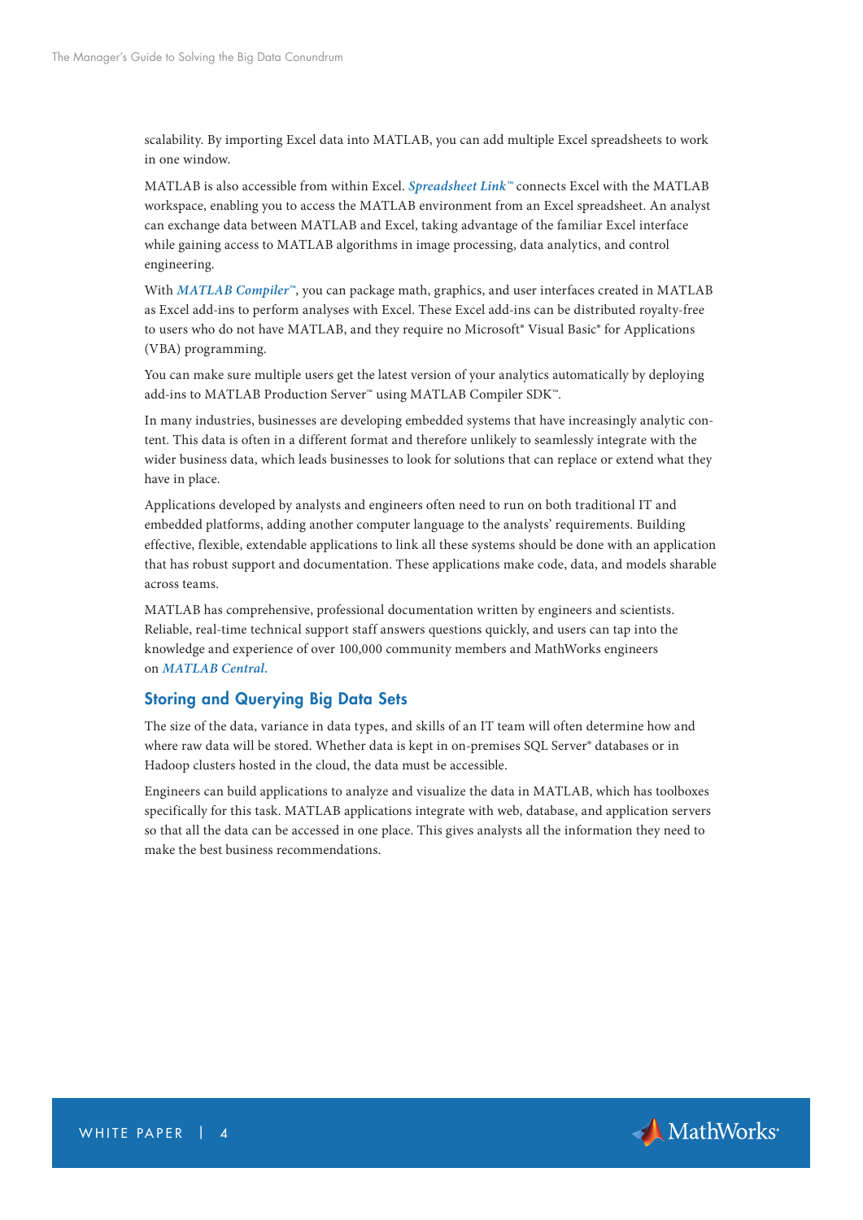scalability. By importing Excel data into MATLAB, you can add multiple Excel spreadsheets to work in one window.

MATLAB is also accessible from within Excel. ***Spreadsheet Link***™ connects Excel with the MATLAB workspace, enabling you to access the MATLAB environment from an Excel spreadsheet. An analyst can exchange data between MATLAB and Excel, taking advantage of the familiar Excel interface while gaining access to MATLAB algorithms in image processing, data analytics, and control engineering.

With ***MATLAB Compiler***™, you can package math, graphics, and user interfaces created in MATLAB as Excel add-ins to perform analyses with Excel. These Excel add-ins can be distributed royalty-free to users who do not have MATLAB, and they require no Microsoft® Visual Basic® for Applications (VBA) programming.

You can make sure multiple users get the latest version of your analytics automatically by deploying add-ins to MATLAB Production Server™ using MATLAB Compiler SDK™.

In many industries, businesses are developing embedded systems that have increasingly analytic content. This data is often in a different format and therefore unlikely to seamlessly integrate with the wider business data, which leads businesses to look for solutions that can replace or extend what they have in place.

Applications developed by analysts and engineers often need to run on both traditional IT and embedded platforms, adding another computer language to the analysts' requirements. Building effective, flexible, extendable applications to link all these systems should be done with an application that has robust support and documentation. These applications make code, data, and models sharable across teams.

MATLAB has comprehensive, professional documentation written by engineers and scientists. Reliable, real-time technical support staff answers questions quickly, and users can tap into the knowledge and experience of over 100,000 community members and MathWorks engineers on ***MATLAB Central***.

## Storing and Querying Big Data Sets

The size of the data, variance in data types, and skills of an IT team will often determine how and where raw data will be stored. Whether data is kept in on-premises SQL Server® databases or in Hadoop clusters hosted in the cloud, the data must be accessible.

Engineers can build applications to analyze and visualize the data in MATLAB, which has toolboxes specifically for this task. MATLAB applications integrate with web, database, and application servers so that all the data can be accessed in one place. This gives analysts all the information they need to make the best business recommendations.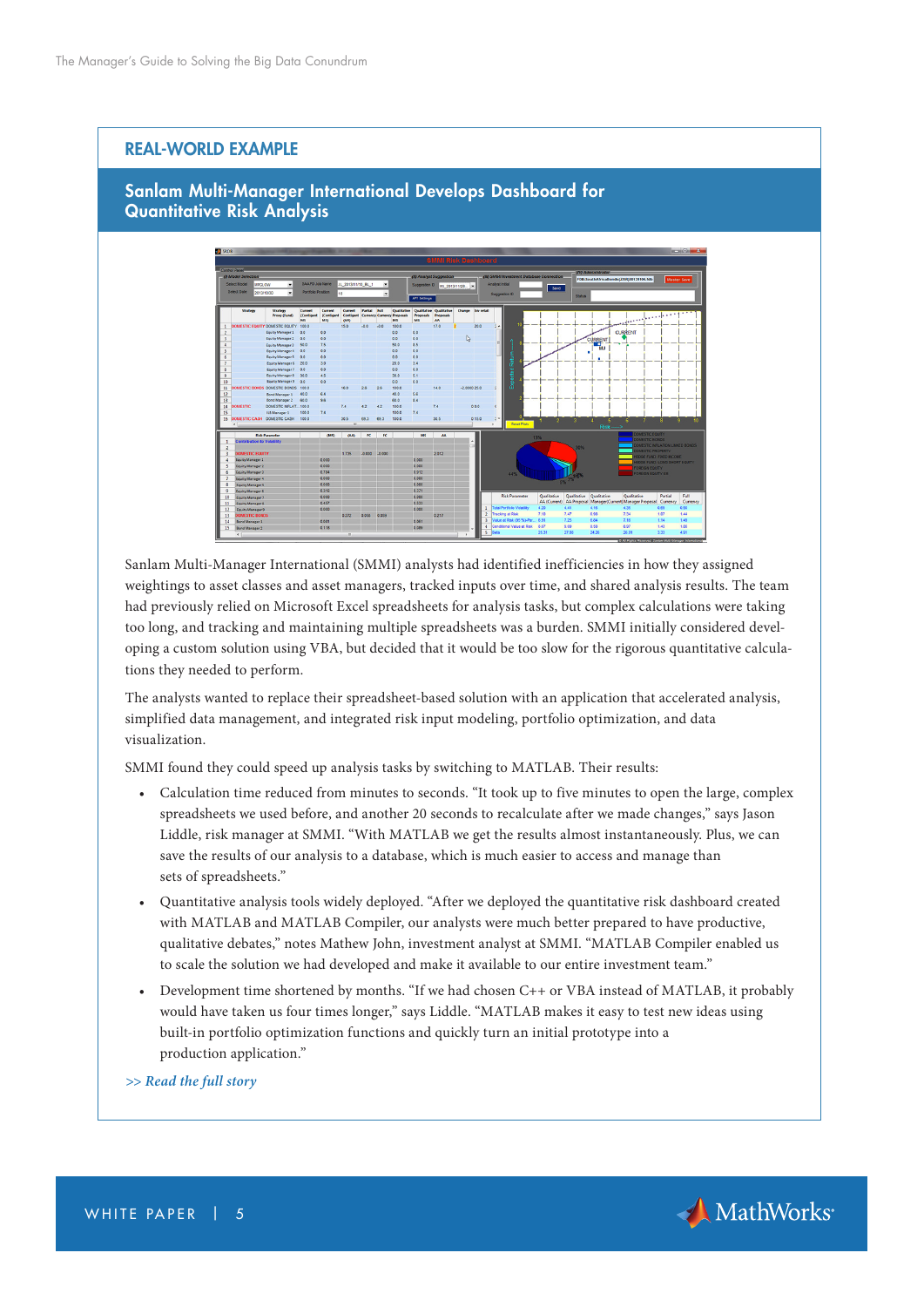## REAL-WORLD EXAMPLE

### Sanlam Multi-Manager International Develops Dashboard for Quantitative Risk Analysis

Sanlam Multi-Manager International (SMMI) analysts had identified inefficiencies in how they assigned weightings to asset classes and asset managers, tracked inputs over time, and shared analysis results. The team had previously relied on Microsoft Excel spreadsheets for analysis tasks, but complex calculations were taking too long, and tracking and maintaining multiple spreadsheets was a burden. SMMI initially considered developing a custom solution using VBA, but decided that it would be too slow for the rigorous quantitative calculations they needed to perform.

The analysts wanted to replace their spreadsheet-based solution with an application that accelerated analysis, simplified data management, and integrated risk input modeling, portfolio optimization, and data visualization.

SMMI found they could speed up analysis tasks by switching to MATLAB. Their results:

- Calculation time reduced from minutes to seconds. "It took up to five minutes to open the large, complex spreadsheets we used before, and another 20 seconds to recalculate after we made changes," says Jason Liddle, risk manager at SMMI. "With MATLAB we get the results almost instantaneously. Plus, we can save the results of our analysis to a database, which is much easier to access and manage than sets of spreadsheets."
- Quantitative analysis tools widely deployed. "After we deployed the quantitative risk dashboard created with MATLAB and MATLAB Compiler, our analysts were much better prepared to have productive, qualitative debates," notes Mathew John, investment analyst at SMMI. "MATLAB Compiler enabled us to scale the solution we had developed and make it available to our entire investment team."
- Development time shortened by months. "If we had chosen C++ or VBA instead of MATLAB, it probably would have taken us four times longer," says Liddle. "MATLAB makes it easy to test new ideas using built-in portfolio optimization functions and quickly turn an initial prototype into a production application."

*>> Read the full story*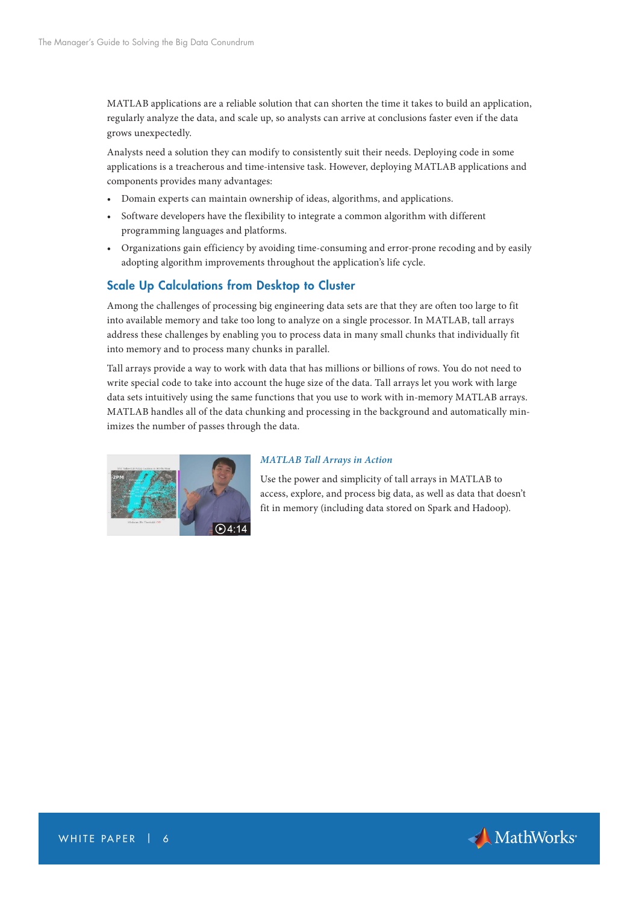MATLAB applications are a reliable solution that can shorten the time it takes to build an application, regularly analyze the data, and scale up, so analysts can arrive at conclusions faster even if the data grows unexpectedly.

Analysts need a solution they can modify to consistently suit their needs. Deploying code in some applications is a treacherous and time-intensive task. However, deploying MATLAB applications and components provides many advantages:

- Domain experts can maintain ownership of ideas, algorithms, and applications.
- Software developers have the flexibility to integrate a common algorithm with different programming languages and platforms.
- Organizations gain efficiency by avoiding time-consuming and error-prone recoding and by easily adopting algorithm improvements throughout the application's life cycle.

## Scale Up Calculations from Desktop to Cluster

Among the challenges of processing big engineering data sets are that they are often too large to fit into available memory and take too long to analyze on a single processor. In MATLAB, tall arrays address these challenges by enabling you to process data in many small chunks that individually fit into memory and to process many chunks in parallel.

Tall arrays provide a way to work with data that has millions or billions of rows. You do not need to write special code to take into account the huge size of the data. Tall arrays let you work with large data sets intuitively using the same functions that you use to work with in-memory MATLAB arrays. MATLAB handles all of the data chunking and processing in the background and automatically minimizes the number of passes through the data.

*MATLAB Tall Arrays in Action*

Use the power and simplicity of tall arrays in MATLAB to access, explore, and process big data, as well as data that doesn't fit in memory (including data stored on Spark and Hadoop).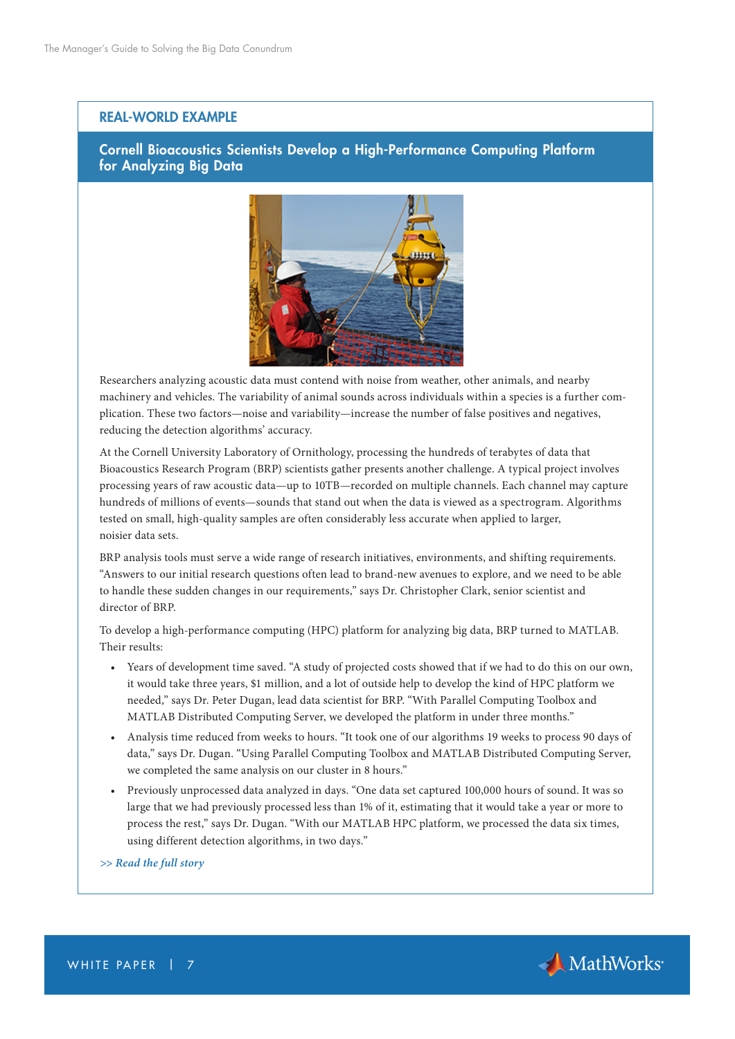## REAL-WORLD EXAMPLE

### Cornell Bioacoustics Scientists Develop a High-Performance Computing Platform for Analyzing Big Data

Researchers analyzing acoustic data must contend with noise from weather, other animals, and nearby machinery and vehicles. The variability of animal sounds across individuals within a species is a further complication. These two factors—noise and variability—increase the number of false positives and negatives, reducing the detection algorithms' accuracy.

At the Cornell University Laboratory of Ornithology, processing the hundreds of terabytes of data that Bioacoustics Research Program (BRP) scientists gather presents another challenge. A typical project involves processing years of raw acoustic data—up to 10TB—recorded on multiple channels. Each channel may capture hundreds of millions of events—sounds that stand out when the data is viewed as a spectrogram. Algorithms tested on small, high-quality samples are often considerably less accurate when applied to larger, noisier data sets.

BRP analysis tools must serve a wide range of research initiatives, environments, and shifting requirements. "Answers to our initial research questions often lead to brand-new avenues to explore, and we need to be able to handle these sudden changes in our requirements," says Dr. Christopher Clark, senior scientist and director of BRP.

To develop a high-performance computing (HPC) platform for analyzing big data, BRP turned to MATLAB. Their results:

- Years of development time saved. "A study of projected costs showed that if we had to do this on our own, it would take three years, $1 million, and a lot of outside help to develop the kind of HPC platform we needed," says Dr. Peter Dugan, lead data scientist for BRP. "With Parallel Computing Toolbox and MATLAB Distributed Computing Server, we developed the platform in under three months."
- Analysis time reduced from weeks to hours. "It took one of our algorithms 19 weeks to process 90 days of data," says Dr. Dugan. "Using Parallel Computing Toolbox and MATLAB Distributed Computing Server, we completed the same analysis on our cluster in 8 hours."
- Previously unprocessed data analyzed in days. "One data set captured 100,000 hours of sound. It was so large that we had previously processed less than 1% of it, estimating that it would take a year or more to process the rest," says Dr. Dugan. "With our MATLAB HPC platform, we processed the data six times, using different detection algorithms, in two days."

*>> Read the full story*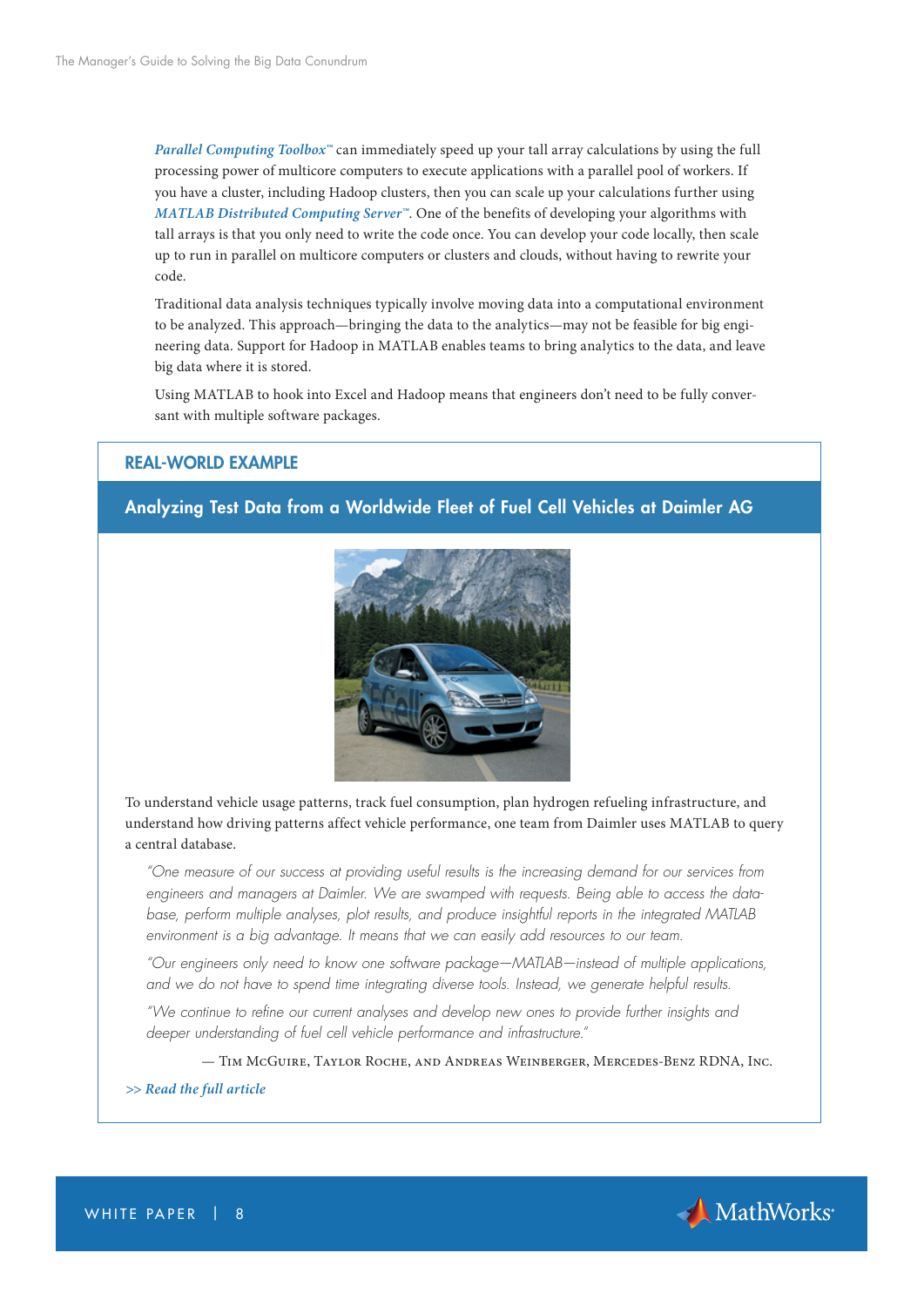*Parallel Computing Toolbox™* can immediately speed up your tall array calculations by using the full processing power of multicore computers to execute applications with a parallel pool of workers. If you have a cluster, including Hadoop clusters, then you can scale up your calculations further using *MATLAB Distributed Computing Server™*. One of the benefits of developing your algorithms with tall arrays is that you only need to write the code once. You can develop your code locally, then scale up to run in parallel on multicore computers or clusters and clouds, without having to rewrite your code.

Traditional data analysis techniques typically involve moving data into a computational environment to be analyzed. This approach—bringing the data to the analytics—may not be feasible for big engineering data. Support for Hadoop in MATLAB enables teams to bring analytics to the data, and leave big data where it is stored.

Using MATLAB to hook into Excel and Hadoop means that engineers don't need to be fully conversant with multiple software packages.

## REAL-WORLD EXAMPLE

### Analyzing Test Data from a Worldwide Fleet of Fuel Cell Vehicles at Daimler AG

To understand vehicle usage patterns, track fuel consumption, plan hydrogen refueling infrastructure, and understand how driving patterns affect vehicle performance, one team from Daimler uses MATLAB to query a central database.

> *"One measure of our success at providing useful results is the increasing demand for our services from engineers and managers at Daimler. We are swamped with requests. Being able to access the database, perform multiple analyses, plot results, and produce insightful reports in the integrated MATLAB environment is a big advantage. It means that we can easily add resources to our team.*
>
> *"Our engineers only need to know one software package—MATLAB—instead of multiple applications, and we do not have to spend time integrating diverse tools. Instead, we generate helpful results.*
>
> *"We continue to refine our current analyses and develop new ones to provide further insights and deeper understanding of fuel cell vehicle performance and infrastructure."*
>
> — Tim McGuire, Taylor Roche, and Andreas Weinberger, Mercedes-Benz RDNA, Inc.

*>> Read the full article*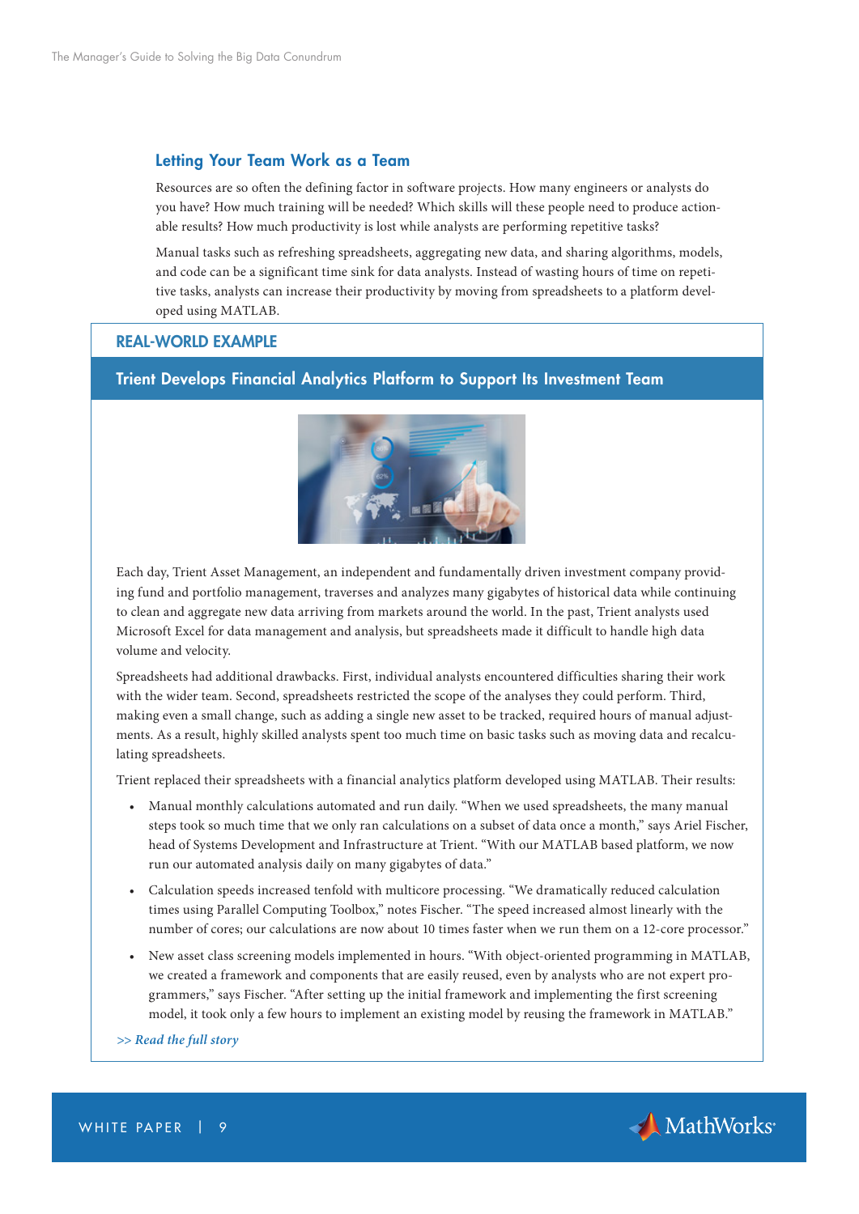## Letting Your Team Work as a Team

Resources are so often the defining factor in software projects. How many engineers or analysts do you have? How much training will be needed? Which skills will these people need to produce actionable results? How much productivity is lost while analysts are performing repetitive tasks?

Manual tasks such as refreshing spreadsheets, aggregating new data, and sharing algorithms, models, and code can be a significant time sink for data analysts. Instead of wasting hours of time on repetitive tasks, analysts can increase their productivity by moving from spreadsheets to a platform developed using MATLAB.

### REAL-WORLD EXAMPLE

### Trient Develops Financial Analytics Platform to Support Its Investment Team

Each day, Trient Asset Management, an independent and fundamentally driven investment company providing fund and portfolio management, traverses and analyzes many gigabytes of historical data while continuing to clean and aggregate new data arriving from markets around the world. In the past, Trient analysts used Microsoft Excel for data management and analysis, but spreadsheets made it difficult to handle high data volume and velocity.

Spreadsheets had additional drawbacks. First, individual analysts encountered difficulties sharing their work with the wider team. Second, spreadsheets restricted the scope of the analyses they could perform. Third, making even a small change, such as adding a single new asset to be tracked, required hours of manual adjustments. As a result, highly skilled analysts spent too much time on basic tasks such as moving data and recalculating spreadsheets.

Trient replaced their spreadsheets with a financial analytics platform developed using MATLAB. Their results:

- Manual monthly calculations automated and run daily. "When we used spreadsheets, the many manual steps took so much time that we only ran calculations on a subset of data once a month," says Ariel Fischer, head of Systems Development and Infrastructure at Trient. "With our MATLAB based platform, we now run our automated analysis daily on many gigabytes of data."
- Calculation speeds increased tenfold with multicore processing. "We dramatically reduced calculation times using Parallel Computing Toolbox," notes Fischer. "The speed increased almost linearly with the number of cores; our calculations are now about 10 times faster when we run them on a 12-core processor."
- New asset class screening models implemented in hours. "With object-oriented programming in MATLAB, we created a framework and components that are easily reused, even by analysts who are not expert programmers," says Fischer. "After setting up the initial framework and implementing the first screening model, it took only a few hours to implement an existing model by reusing the framework in MATLAB."

*>> Read the full story*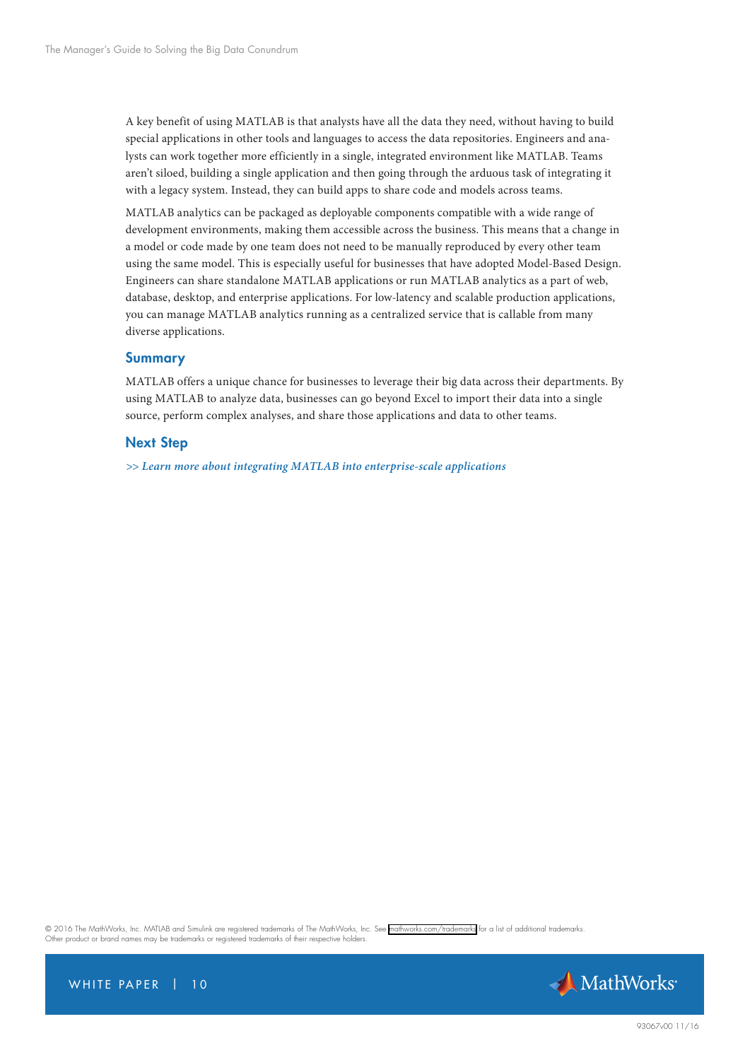A key benefit of using MATLAB is that analysts have all the data they need, without having to build special applications in other tools and languages to access the data repositories. Engineers and analysts can work together more efficiently in a single, integrated environment like MATLAB. Teams aren't siloed, building a single application and then going through the arduous task of integrating it with a legacy system. Instead, they can build apps to share code and models across teams.

MATLAB analytics can be packaged as deployable components compatible with a wide range of development environments, making them accessible across the business. This means that a change in a model or code made by one team does not need to be manually reproduced by every other team using the same model. This is especially useful for businesses that have adopted Model-Based Design. Engineers can share standalone MATLAB applications or run MATLAB analytics as a part of web, database, desktop, and enterprise applications. For low-latency and scalable production applications, you can manage MATLAB analytics running as a centralized service that is callable from many diverse applications.

## Summary

MATLAB offers a unique chance for businesses to leverage their big data across their departments. By using MATLAB to analyze data, businesses can go beyond Excel to import their data into a single source, perform complex analyses, and share those applications and data to other teams.

## Next Step

***>> Learn more about integrating MATLAB into enterprise-scale applications***

© 2016 The MathWorks, Inc. MATLAB and Simulink are registered trademarks of The MathWorks, Inc. See mathworks.com/trademarks for a list of additional trademarks. Other product or brand names may be trademarks or registered trademarks of their respective holders.

93067v00 11/16